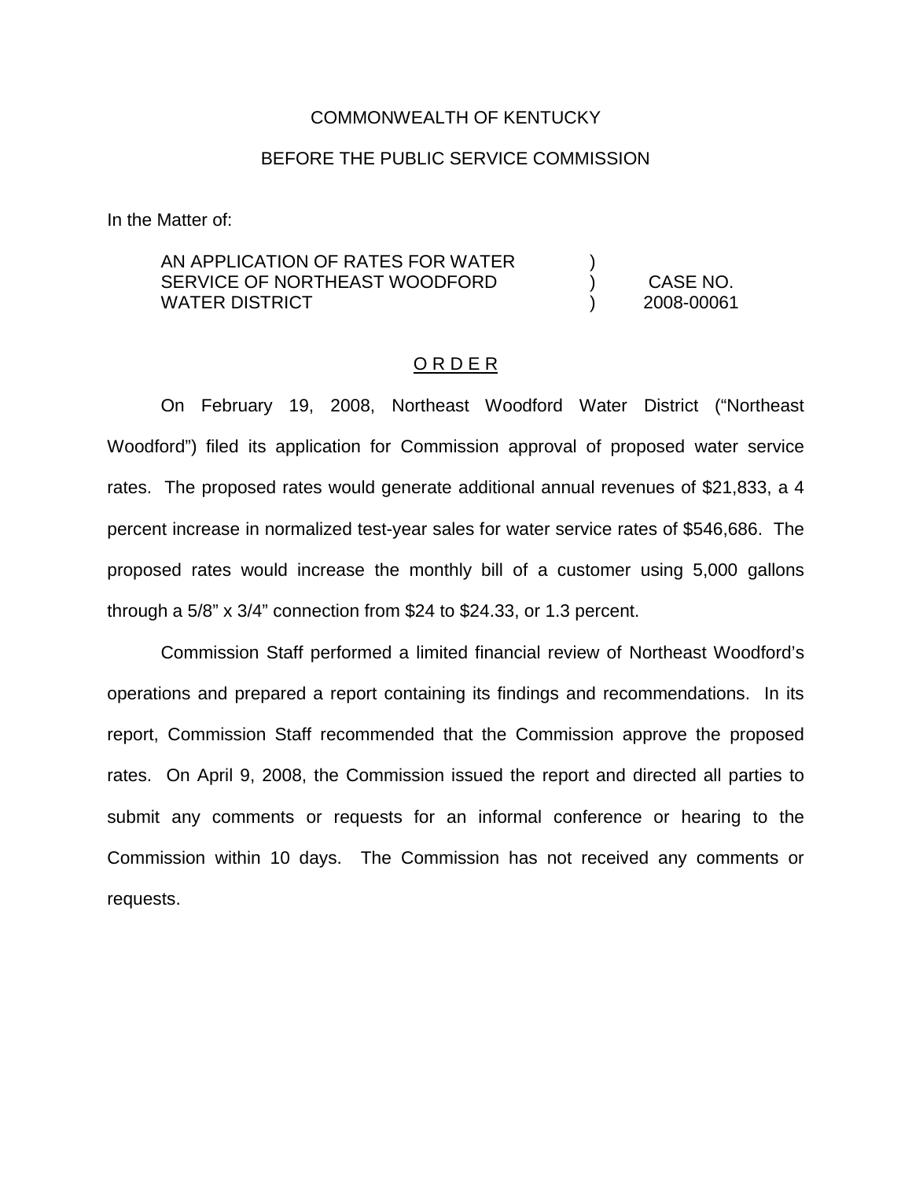COMMONWEALTH OF KENTUCKY

BEFORE THE PUBLIC SERVICE COMMISSION

In the Matter of:

| | | |
|---|---|---|
| AN APPLICATION OF RATES FOR WATER SERVICE OF NORTHEAST WOODFORD WATER DISTRICT | ) ) ) | CASE NO. 2008-00061 |

## O R D E R

On February 19, 2008, Northeast Woodford Water District ("Northeast Woodford") filed its application for Commission approval of proposed water service rates. The proposed rates would generate additional annual revenues of $21,833, a 4 percent increase in normalized test-year sales for water service rates of $546,686. The proposed rates would increase the monthly bill of a customer using 5,000 gallons through a 5/8" x 3/4" connection from $24 to $24.33, or 1.3 percent.

Commission Staff performed a limited financial review of Northeast Woodford's operations and prepared a report containing its findings and recommendations. In its report, Commission Staff recommended that the Commission approve the proposed rates. On April 9, 2008, the Commission issued the report and directed all parties to submit any comments or requests for an informal conference or hearing to the Commission within 10 days. The Commission has not received any comments or requests.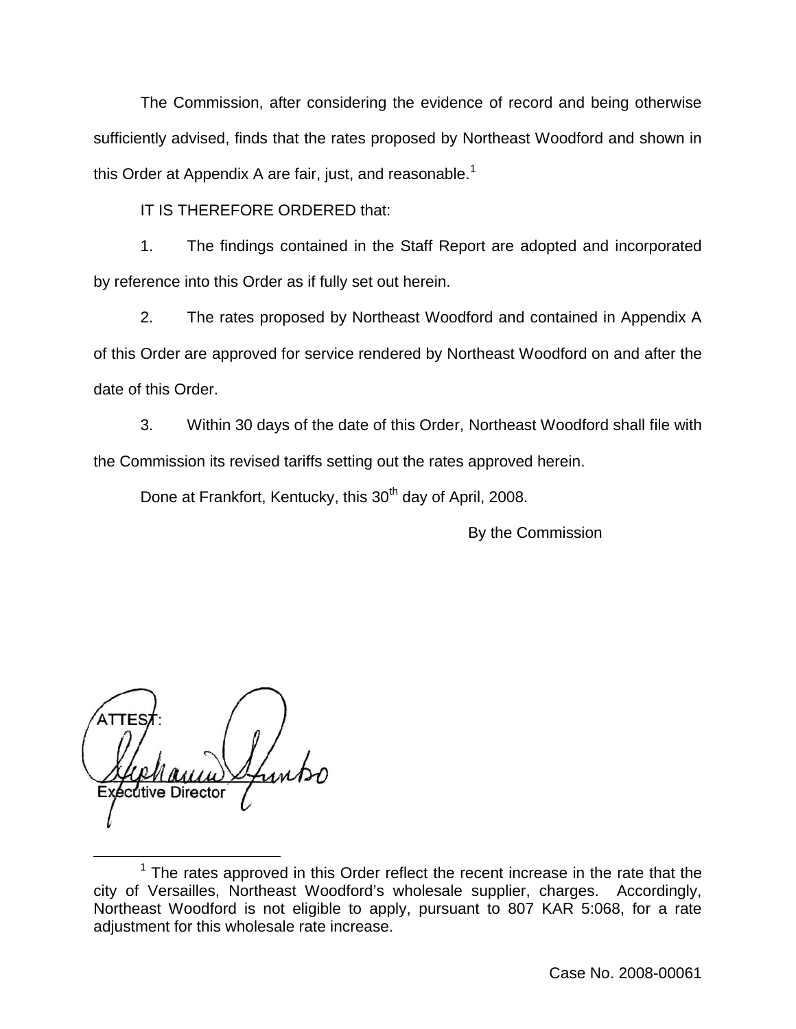The Commission, after considering the evidence of record and being otherwise sufficiently advised, finds that the rates proposed by Northeast Woodford and shown in this Order at Appendix A are fair, just, and reasonable.[1]

IT IS THEREFORE ORDERED that:

1. The findings contained in the Staff Report are adopted and incorporated by reference into this Order as if fully set out herein.

2. The rates proposed by Northeast Woodford and contained in Appendix A of this Order are approved for service rendered by Northeast Woodford on and after the date of this Order.

3. Within 30 days of the date of this Order, Northeast Woodford shall file with the Commission its revised tariffs setting out the rates approved herein.

Done at Frankfort, Kentucky, this 30th day of April, 2008.

By the Commission

ATTEST:

Executive Director

[1] The rates approved in this Order reflect the recent increase in the rate that the city of Versailles, Northeast Woodford's wholesale supplier, charges. Accordingly, Northeast Woodford is not eligible to apply, pursuant to 807 KAR 5:068, for a rate adjustment for this wholesale rate increase.

Case No. 2008-00061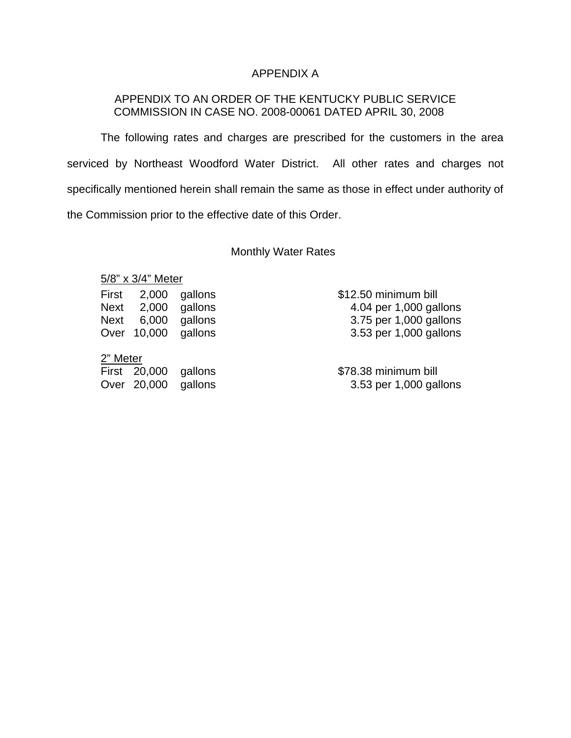# APPENDIX A

## APPENDIX TO AN ORDER OF THE KENTUCKY PUBLIC SERVICE COMMISSION IN CASE NO. 2008-00061 DATED APRIL 30, 2008

The following rates and charges are prescribed for the customers in the area serviced by Northeast Woodford Water District. All other rates and charges not specifically mentioned herein shall remain the same as those in effect under authority of the Commission prior to the effective date of this Order.

### Monthly Water Rates

<u>5/8" x 3/4" Meter</u>

| | | | |
|---|---|---|---|
| First | 2,000 | gallons | $12.50 minimum bill |
| Next | 2,000 | gallons | 4.04 per 1,000 gallons |
| Next | 6,000 | gallons | 3.75 per 1,000 gallons |
| Over | 10,000 | gallons | 3.53 per 1,000 gallons |

<u>2" Meter</u>

| | | | |
|---|---|---|---|
| First | 20,000 | gallons | $78.38 minimum bill |
| Over | 20,000 | gallons | 3.53 per 1,000 gallons |